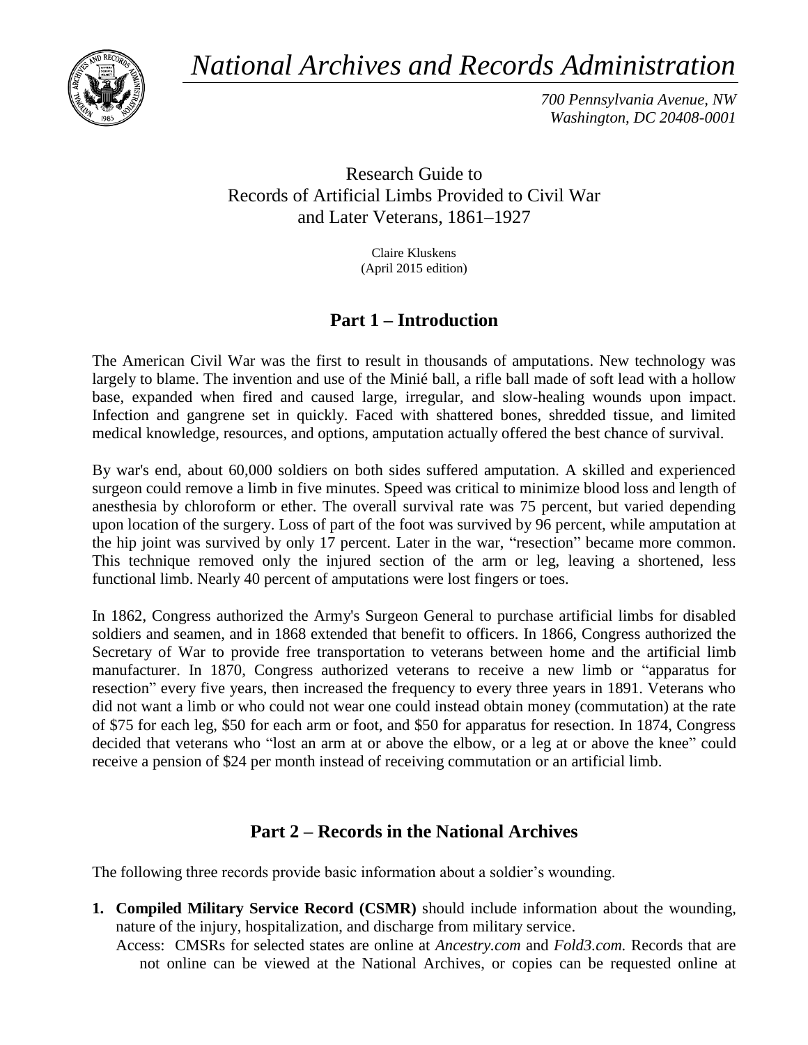*National Archives and Records Administration*

*700 Pennsylvania Avenue, NW*
*Washington, DC 20408-0001*

# Research Guide to Records of Artificial Limbs Provided to Civil War and Later Veterans, 1861–1927

Claire Kluskens
(April 2015 edition)

## Part 1 – Introduction

The American Civil War was the first to result in thousands of amputations. New technology was largely to blame. The invention and use of the Minié ball, a rifle ball made of soft lead with a hollow base, expanded when fired and caused large, irregular, and slow-healing wounds upon impact. Infection and gangrene set in quickly. Faced with shattered bones, shredded tissue, and limited medical knowledge, resources, and options, amputation actually offered the best chance of survival.

By war's end, about 60,000 soldiers on both sides suffered amputation. A skilled and experienced surgeon could remove a limb in five minutes. Speed was critical to minimize blood loss and length of anesthesia by chloroform or ether. The overall survival rate was 75 percent, but varied depending upon location of the surgery. Loss of part of the foot was survived by 96 percent, while amputation at the hip joint was survived by only 17 percent. Later in the war, "resection" became more common. This technique removed only the injured section of the arm or leg, leaving a shortened, less functional limb. Nearly 40 percent of amputations were lost fingers or toes.

In 1862, Congress authorized the Army's Surgeon General to purchase artificial limbs for disabled soldiers and seamen, and in 1868 extended that benefit to officers. In 1866, Congress authorized the Secretary of War to provide free transportation to veterans between home and the artificial limb manufacturer. In 1870, Congress authorized veterans to receive a new limb or "apparatus for resection" every five years, then increased the frequency to every three years in 1891. Veterans who did not want a limb or who could not wear one could instead obtain money (commutation) at the rate of $75 for each leg, $50 for each arm or foot, and $50 for apparatus for resection. In 1874, Congress decided that veterans who "lost an arm at or above the elbow, or a leg at or above the knee" could receive a pension of $24 per month instead of receiving commutation or an artificial limb.

## Part 2 – Records in the National Archives

The following three records provide basic information about a soldier's wounding.

1. **Compiled Military Service Record (CSMR)** should include information about the wounding, nature of the injury, hospitalization, and discharge from military service.
   Access: CMSRs for selected states are online at *Ancestry.com* and *Fold3.com.* Records that are not online can be viewed at the National Archives, or copies can be requested online at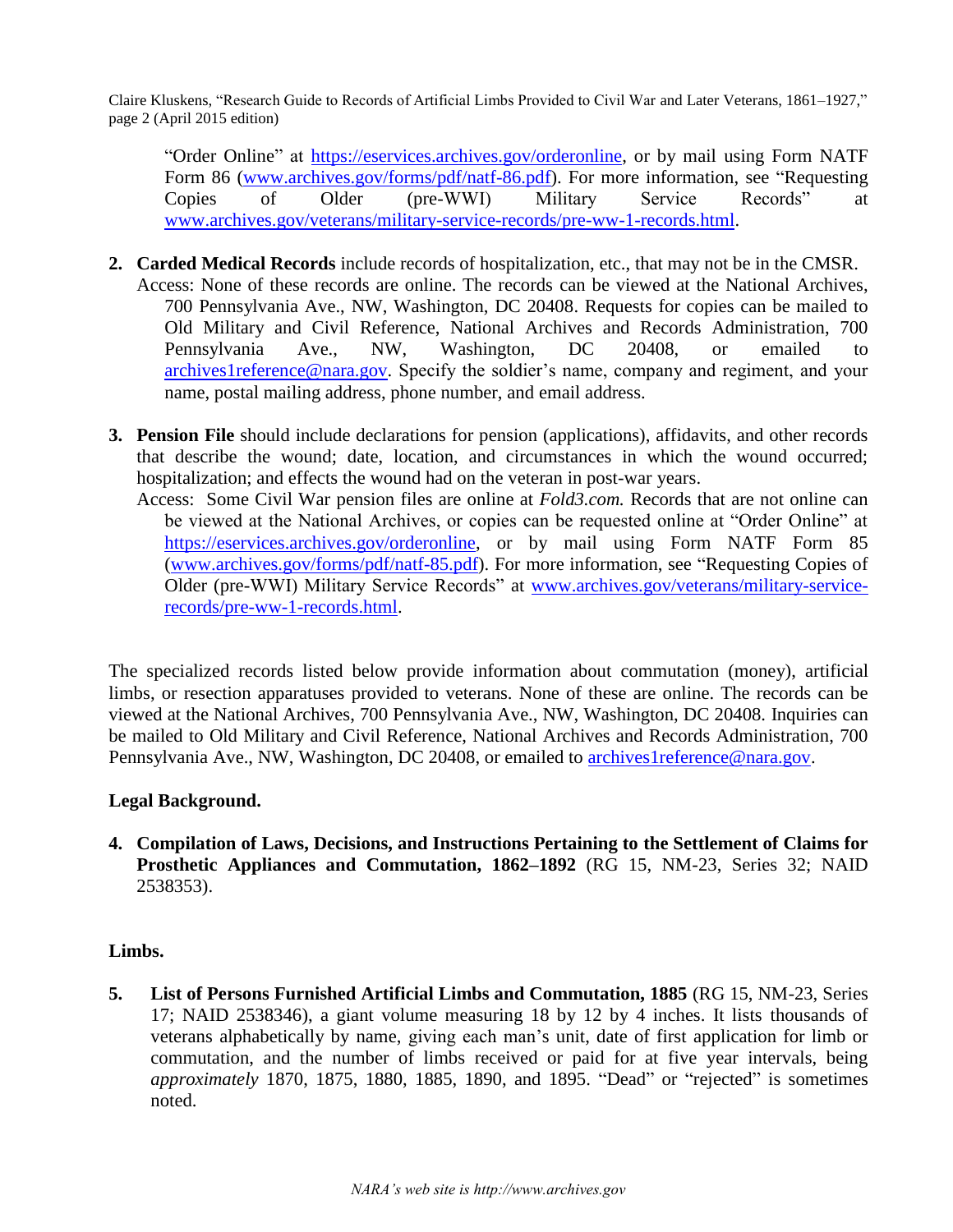"Order Online" at https://eservices.archives.gov/orderonline, or by mail using Form NATF Form 86 (www.archives.gov/forms/pdf/natf-86.pdf). For more information, see "Requesting Copies of Older (pre-WWI) Military Service Records" at www.archives.gov/veterans/military-service-records/pre-ww-1-records.html.

2. **Carded Medical Records** include records of hospitalization, etc., that may not be in the CMSR.
   Access: None of these records are online. The records can be viewed at the National Archives, 700 Pennsylvania Ave., NW, Washington, DC 20408. Requests for copies can be mailed to Old Military and Civil Reference, National Archives and Records Administration, 700 Pennsylvania Ave., NW, Washington, DC 20408, or emailed to archives1reference@nara.gov. Specify the soldier's name, company and regiment, and your name, postal mailing address, phone number, and email address.

3. **Pension File** should include declarations for pension (applications), affidavits, and other records that describe the wound; date, location, and circumstances in which the wound occurred; hospitalization; and effects the wound had on the veteran in post-war years.
   Access: Some Civil War pension files are online at *Fold3.com.* Records that are not online can be viewed at the National Archives, or copies can be requested online at "Order Online" at https://eservices.archives.gov/orderonline, or by mail using Form NATF Form 85 (www.archives.gov/forms/pdf/natf-85.pdf). For more information, see "Requesting Copies of Older (pre-WWI) Military Service Records" at www.archives.gov/veterans/military-service-records/pre-ww-1-records.html.

The specialized records listed below provide information about commutation (money), artificial limbs, or resection apparatuses provided to veterans. None of these are online. The records can be viewed at the National Archives, 700 Pennsylvania Ave., NW, Washington, DC 20408. Inquiries can be mailed to Old Military and Civil Reference, National Archives and Records Administration, 700 Pennsylvania Ave., NW, Washington, DC 20408, or emailed to archives1reference@nara.gov.

**Legal Background.**

4. **Compilation of Laws, Decisions, and Instructions Pertaining to the Settlement of Claims for Prosthetic Appliances and Commutation, 1862–1892** (RG 15, NM-23, Series 32; NAID 2538353).

**Limbs.**

5. **List of Persons Furnished Artificial Limbs and Commutation, 1885** (RG 15, NM-23, Series 17; NAID 2538346), a giant volume measuring 18 by 12 by 4 inches. It lists thousands of veterans alphabetically by name, giving each man's unit, date of first application for limb or commutation, and the number of limbs received or paid for at five year intervals, being *approximately* 1870, 1875, 1880, 1885, 1890, and 1895. "Dead" or "rejected" is sometimes noted.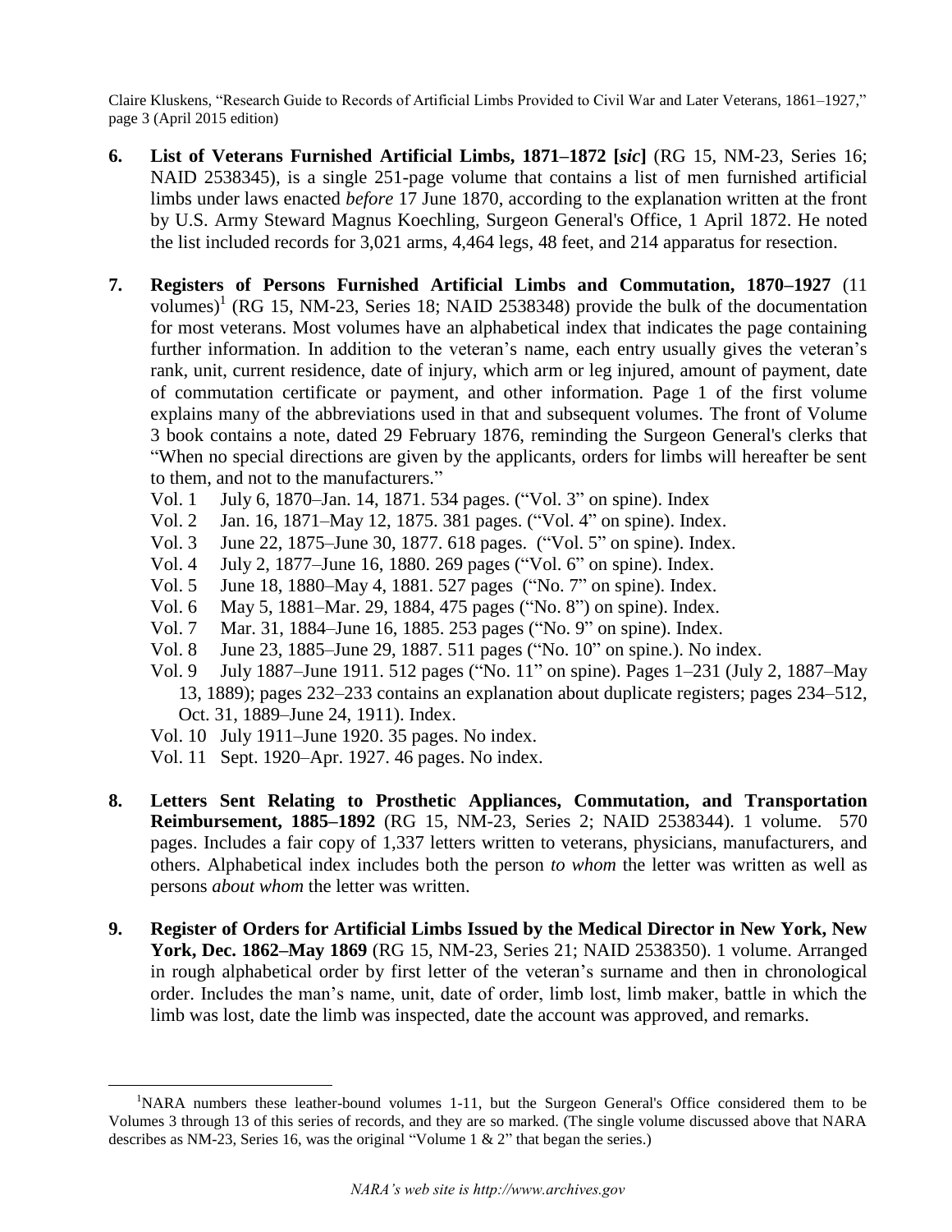6. **List of Veterans Furnished Artificial Limbs, 1871–1872 [*sic*]** (RG 15, NM-23, Series 16; NAID 2538345), is a single 251-page volume that contains a list of men furnished artificial limbs under laws enacted *before* 17 June 1870, according to the explanation written at the front by U.S. Army Steward Magnus Koechling, Surgeon General's Office, 1 April 1872. He noted the list included records for 3,021 arms, 4,464 legs, 48 feet, and 214 apparatus for resection.

7. **Registers of Persons Furnished Artificial Limbs and Commutation, 1870–1927** (11 volumes)[1] (RG 15, NM-23, Series 18; NAID 2538348) provide the bulk of the documentation for most veterans. Most volumes have an alphabetical index that indicates the page containing further information. In addition to the veteran's name, each entry usually gives the veteran's rank, unit, current residence, date of injury, which arm or leg injured, amount of payment, date of commutation certificate or payment, and other information. Page 1 of the first volume explains many of the abbreviations used in that and subsequent volumes. The front of Volume 3 book contains a note, dated 29 February 1876, reminding the Surgeon General's clerks that "When no special directions are given by the applicants, orders for limbs will hereafter be sent to them, and not to the manufacturers."
   - Vol. 1 July 6, 1870–Jan. 14, 1871. 534 pages. ("Vol. 3" on spine). Index
   - Vol. 2 Jan. 16, 1871–May 12, 1875. 381 pages. ("Vol. 4" on spine). Index.
   - Vol. 3 June 22, 1875–June 30, 1877. 618 pages. ("Vol. 5" on spine). Index.
   - Vol. 4 July 2, 1877–June 16, 1880. 269 pages ("Vol. 6" on spine). Index.
   - Vol. 5 June 18, 1880–May 4, 1881. 527 pages ("No. 7" on spine). Index.
   - Vol. 6 May 5, 1881–Mar. 29, 1884, 475 pages ("No. 8") on spine). Index.
   - Vol. 7 Mar. 31, 1884–June 16, 1885. 253 pages ("No. 9" on spine). Index.
   - Vol. 8 June 23, 1885–June 29, 1887. 511 pages ("No. 10" on spine.). No index.
   - Vol. 9 July 1887–June 1911. 512 pages ("No. 11" on spine). Pages 1–231 (July 2, 1887–May 13, 1889); pages 232–233 contains an explanation about duplicate registers; pages 234–512, Oct. 31, 1889–June 24, 1911). Index.
   - Vol. 10 July 1911–June 1920. 35 pages. No index.
   - Vol. 11 Sept. 1920–Apr. 1927. 46 pages. No index.

8. **Letters Sent Relating to Prosthetic Appliances, Commutation, and Transportation Reimbursement, 1885–1892** (RG 15, NM-23, Series 2; NAID 2538344). 1 volume. 570 pages. Includes a fair copy of 1,337 letters written to veterans, physicians, manufacturers, and others. Alphabetical index includes both the person *to whom* the letter was written as well as persons *about whom* the letter was written.

9. **Register of Orders for Artificial Limbs Issued by the Medical Director in New York, New York, Dec. 1862–May 1869** (RG 15, NM-23, Series 21; NAID 2538350). 1 volume. Arranged in rough alphabetical order by first letter of the veteran's surname and then in chronological order. Includes the man's name, unit, date of order, limb lost, limb maker, battle in which the limb was lost, date the limb was inspected, date the account was approved, and remarks.

---

[1] NARA numbers these leather-bound volumes 1-11, but the Surgeon General's Office considered them to be Volumes 3 through 13 of this series of records, and they are so marked. (The single volume discussed above that NARA describes as NM-23, Series 16, was the original "Volume 1 & 2" that began the series.)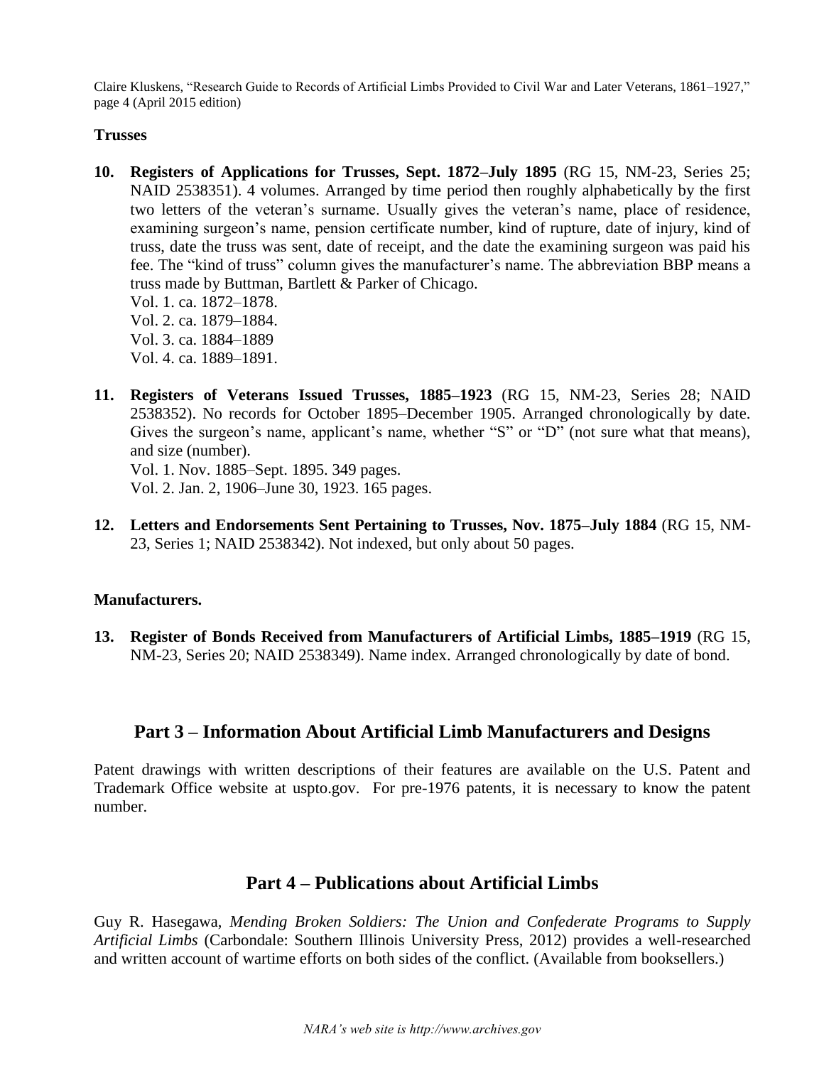**Trusses**

**10. Registers of Applications for Trusses, Sept. 1872–July 1895** (RG 15, NM-23, Series 25; NAID 2538351). 4 volumes. Arranged by time period then roughly alphabetically by the first two letters of the veteran's surname. Usually gives the veteran's name, place of residence, examining surgeon's name, pension certificate number, kind of rupture, date of injury, kind of truss, date the truss was sent, date of receipt, and the date the examining surgeon was paid his fee. The "kind of truss" column gives the manufacturer's name. The abbreviation BBP means a truss made by Buttman, Bartlett & Parker of Chicago.
Vol. 1. ca. 1872–1878.
Vol. 2. ca. 1879–1884.
Vol. 3. ca. 1884–1889
Vol. 4. ca. 1889–1891.

**11. Registers of Veterans Issued Trusses, 1885–1923** (RG 15, NM-23, Series 28; NAID 2538352). No records for October 1895–December 1905. Arranged chronologically by date. Gives the surgeon's name, applicant's name, whether "S" or "D" (not sure what that means), and size (number).
Vol. 1. Nov. 1885–Sept. 1895. 349 pages.
Vol. 2. Jan. 2, 1906–June 30, 1923. 165 pages.

**12. Letters and Endorsements Sent Pertaining to Trusses, Nov. 1875–July 1884** (RG 15, NM-23, Series 1; NAID 2538342). Not indexed, but only about 50 pages.

**Manufacturers.**

**13. Register of Bonds Received from Manufacturers of Artificial Limbs, 1885–1919** (RG 15, NM-23, Series 20; NAID 2538349). Name index. Arranged chronologically by date of bond.

## Part 3 – Information About Artificial Limb Manufacturers and Designs

Patent drawings with written descriptions of their features are available on the U.S. Patent and Trademark Office website at uspto.gov. For pre-1976 patents, it is necessary to know the patent number.

## Part 4 – Publications about Artificial Limbs

Guy R. Hasegawa, *Mending Broken Soldiers: The Union and Confederate Programs to Supply Artificial Limbs* (Carbondale: Southern Illinois University Press, 2012) provides a well-researched and written account of wartime efforts on both sides of the conflict. (Available from booksellers.)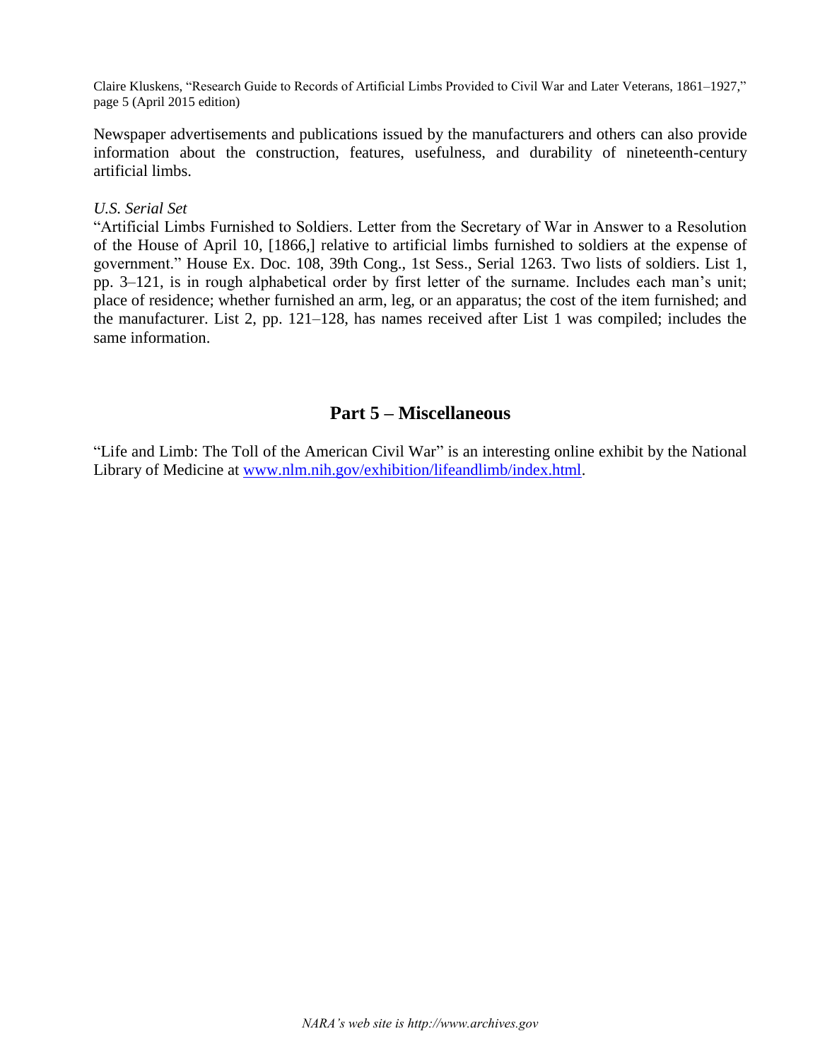Newspaper advertisements and publications issued by the manufacturers and others can also provide information about the construction, features, usefulness, and durability of nineteenth-century artificial limbs.

*U.S. Serial Set*

"Artificial Limbs Furnished to Soldiers. Letter from the Secretary of War in Answer to a Resolution of the House of April 10, [1866,] relative to artificial limbs furnished to soldiers at the expense of government." House Ex. Doc. 108, 39th Cong., 1st Sess., Serial 1263. Two lists of soldiers. List 1, pp. 3–121, is in rough alphabetical order by first letter of the surname. Includes each man's unit; place of residence; whether furnished an arm, leg, or an apparatus; the cost of the item furnished; and the manufacturer. List 2, pp. 121–128, has names received after List 1 was compiled; includes the same information.

## Part 5 – Miscellaneous

"Life and Limb: The Toll of the American Civil War" is an interesting online exhibit by the National Library of Medicine at [www.nlm.nih.gov/exhibition/lifeandlimb/index.html](http://www.nlm.nih.gov/exhibition/lifeandlimb/index.html).